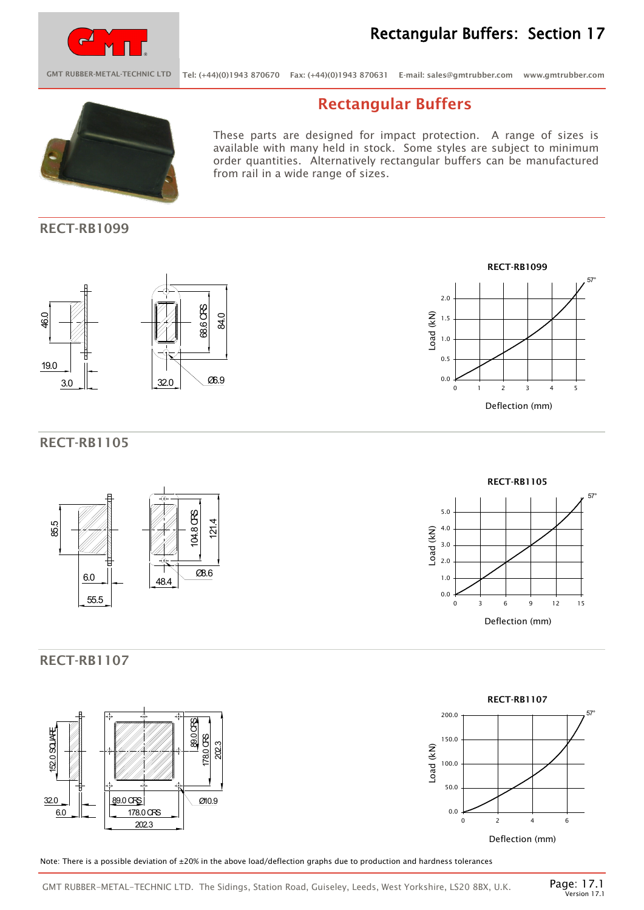# Rectangular Buffers: Section 17

GMT RUBBER-METAL-TECHNIC LTD  Tel: (+44)(0)1943 870670  Fax: (+44)(0)1943 870631  E-mail: sales@gmtrubber.com  www.gmtrubber.com

## Rectangular Buffers

These parts are designed for impact protection. A range of sizes is available with many held in stock. Some styles are subject to minimum order quantities. Alternatively rectangular buffers can be manufactured from rail in a wide range of sizes.

## RECT-RB1099

Dimensions: 46.0, 19.0, 3.0, 32.0, 68.6 CRS, 84.0, Ø6.9

RECT-RB1099 — Load (kN) vs Deflection (mm), 57°

## RECT-RB1105

Dimensions: 85.5, 6.0, 55.5, 48.4, 104.8 CRS, 121.4, Ø8.6

RECT-RB1105 — Load (kN) vs Deflection (mm), 57°

## RECT-RB1107

Dimensions: 152.0 SQUARE, 32.0, 6.0, 89.0 CRS, 178.0 CRS, 202.3, Ø10.9

RECT-RB1107 — Load (kN) vs Deflection (mm), 57°

Note: There is a possible deviation of ±20% in the above load/deflection graphs due to production and hardness tolerances

GMT RUBBER-METAL-TECHNIC LTD. The Sidings, Station Road, Guiseley, Leeds, West Yorkshire, LS20 8BX, U.K.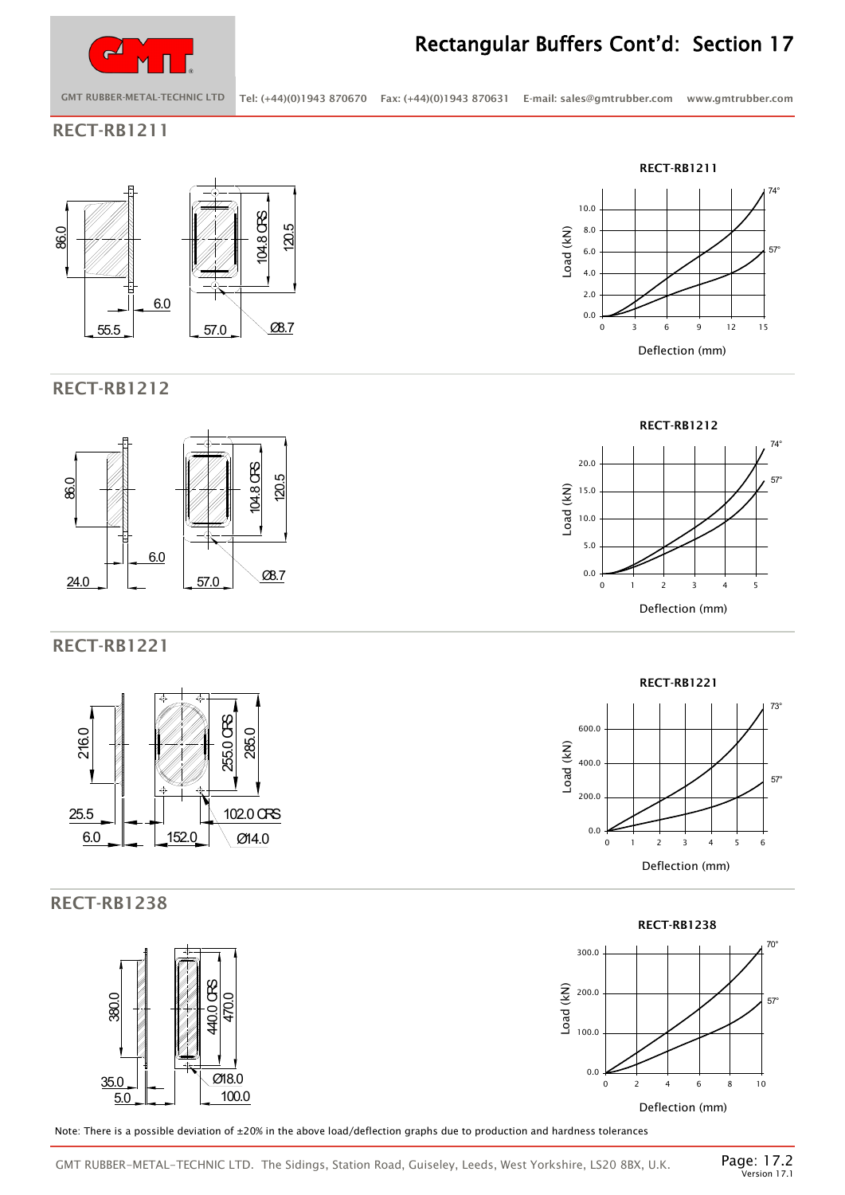# Rectangular Buffers Cont'd: Section 17

## RECT-RB1211

86.0
6.0
55.5
57.0
104.8 CRS
120.5
Ø8.7

**RECT-RB1211**

Load (kN) vs Deflection (mm): 74°, 57°

## RECT-RB1212

86.0
6.0
24.0
57.0
104.8 CRS
120.5
Ø8.7

**RECT-RB1212**

Load (kN) vs Deflection (mm): 74°, 57°

## RECT-RB1221

216.0
25.5
6.0
152.0
255.0 CRS
285.0
102.0 CRS
Ø14.0

**RECT-RB1221**

Load (kN) vs Deflection (mm): 73°, 57°

## RECT-RB1238

380.0
35.0
5.0
440.0 CRS
470.0
Ø18.0
100.0

**RECT-RB1238**

Load (kN) vs Deflection (mm): 70°, 57°

Note: There is a possible deviation of ±20% in the above load/deflection graphs due to production and hardness tolerances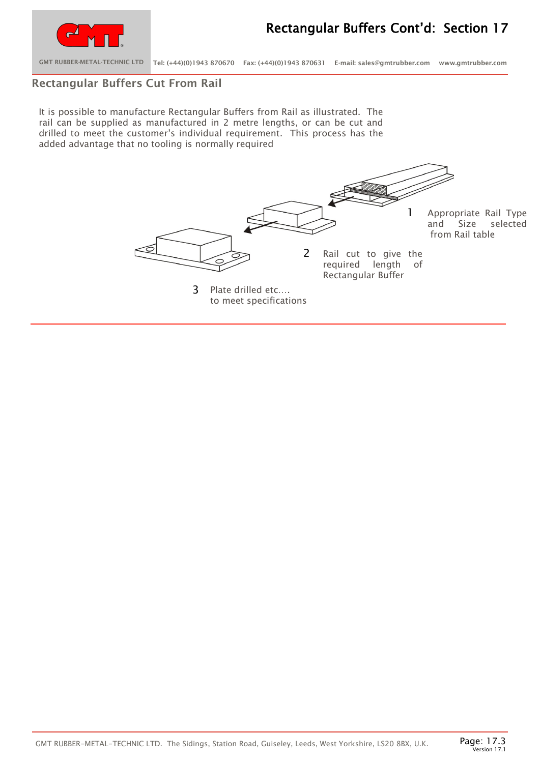## Rectangular Buffers Cut From Rail

It is possible to manufacture Rectangular Buffers from Rail as illustrated. The rail can be supplied as manufactured in 2 metre lengths, or can be cut and drilled to meet the customer's individual requirement. This process has the added advantage that no tooling is normally required

1 Appropriate Rail Type and Size selected from Rail table

2 Rail cut to give the required length of Rectangular Buffer

3 Plate drilled etc…. to meet specifications